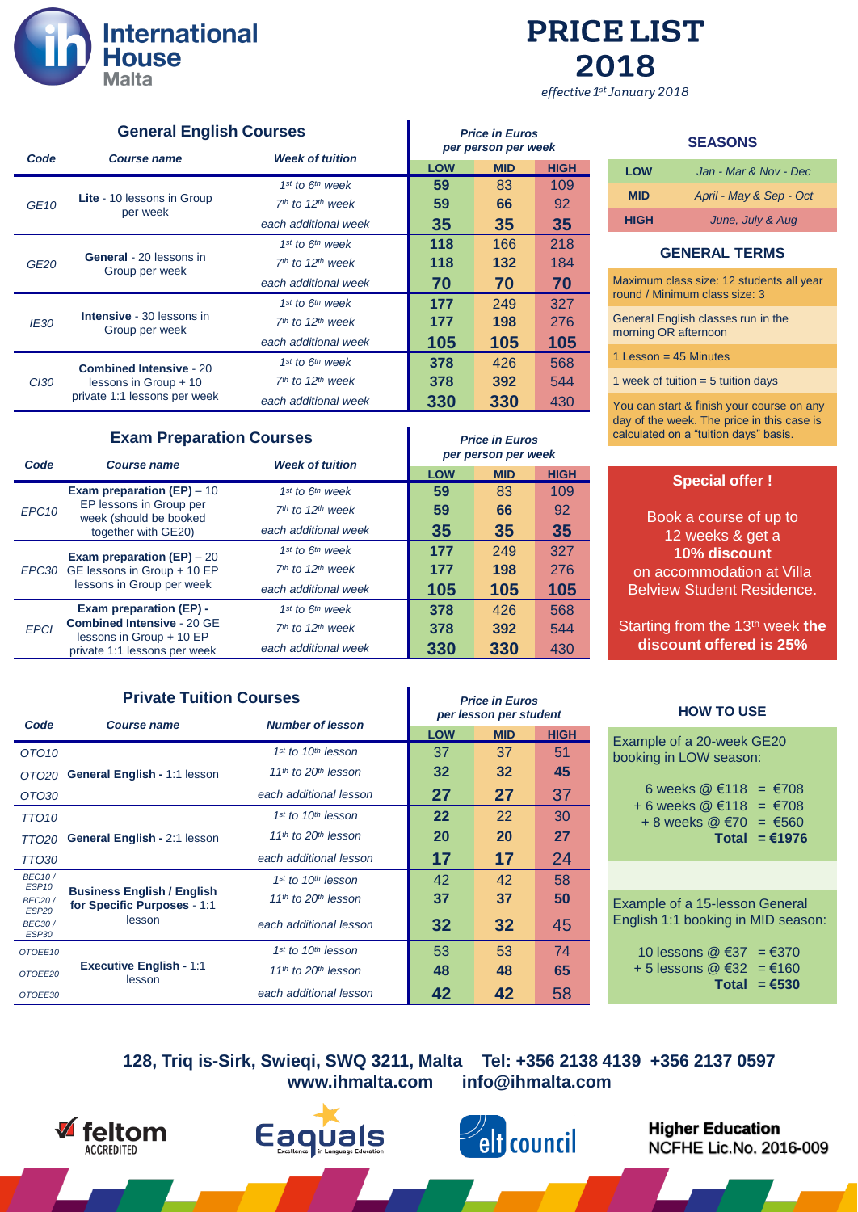# International House Malta

# PRICE LIST 2018

*effective 1st January 2018*

## General English Courses

| Code | Course name | Week of tuition | Price in Euros per person per week | | |
|---|---|---|---|---|---|
| | | | LOW | MID | HIGH |
| GE10 | **Lite** - 10 lessons in Group per week | 1st to 6th week | 59 | 83 | 109 |
| | | 7th to 12th week | 59 | 66 | 92 |
| | | each additional week | 35 | 35 | 35 |
| GE20 | **General** - 20 lessons in Group per week | 1st to 6th week | 118 | 166 | 218 |
| | | 7th to 12th week | 118 | 132 | 184 |
| | | each additional week | 70 | 70 | 70 |
| IE30 | **Intensive** - 30 lessons in Group per week | 1st to 6th week | 177 | 249 | 327 |
| | | 7th to 12th week | 177 | 198 | 276 |
| | | each additional week | 105 | 105 | 105 |
| CI30 | **Combined Intensive** - 20 lessons in Group + 10 private 1:1 lessons per week | 1st to 6th week | 378 | 426 | 568 |
| | | 7th to 12th week | 378 | 392 | 544 |
| | | each additional week | 330 | 330 | 430 |

## Exam Preparation Courses

| Code | Course name | Week of tuition | Price in Euros per person per week | | |
|---|---|---|---|---|---|
| | | | LOW | MID | HIGH |
| EPC10 | **Exam preparation (EP)** – 10 EP lessons in Group per week (should be booked together with GE20) | 1st to 6th week | 59 | 83 | 109 |
| | | 7th to 12th week | 59 | 66 | 92 |
| | | each additional week | 35 | 35 | 35 |
| EPC30 | **Exam preparation (EP)** – 20 GE lessons in Group + 10 EP lessons in Group per week | 1st to 6th week | 177 | 249 | 327 |
| | | 7th to 12th week | 177 | 198 | 276 |
| | | each additional week | 105 | 105 | 105 |
| EPCI | **Exam preparation (EP) - Combined Intensive** - 20 GE lessons in Group + 10 EP private 1:1 lessons per week | 1st to 6th week | 378 | 426 | 568 |
| | | 7th to 12th week | 378 | 392 | 544 |
| | | each additional week | 330 | 330 | 430 |

## Private Tuition Courses

| Code | Course name | Number of lesson | Price in Euros per lesson per student | | |
|---|---|---|---|---|---|
| | | | LOW | MID | HIGH |
| OTO10 | **General English** - 1:1 lesson | 1st to 10th lesson | 37 | 37 | 51 |
| OTO20 | | 11th to 20th lesson | 32 | 32 | 45 |
| OTO30 | | each additional lesson | 27 | 27 | 37 |
| TTO10 | **General English** - 2:1 lesson | 1st to 10th lesson | 22 | 22 | 30 |
| TTO20 | | 11th to 20th lesson | 20 | 20 | 27 |
| TTO30 | | each additional lesson | 17 | 17 | 24 |
| BEC10 / ESP10 | **Business English / English for Specific Purposes** - 1:1 lesson | 1st to 10th lesson | 42 | 42 | 58 |
| BEC20 / ESP20 | | 11th to 20th lesson | 37 | 37 | 50 |
| BEC30 / ESP30 | | each additional lesson | 32 | 32 | 45 |
| OTOEE10 | **Executive English** - 1:1 lesson | 1st to 10th lesson | 53 | 53 | 74 |
| OTOEE20 | | 11th to 20th lesson | 48 | 48 | 65 |
| OTOEE30 | | each additional lesson | 42 | 42 | 58 |

## SEASONS

| | |
|---|---|
| LOW | Jan - Mar & Nov - Dec |
| MID | April - May & Sep - Oct |
| HIGH | June, July & Aug |

## GENERAL TERMS

- Maximum class size: 12 students all year round / Minimum class size: 3
- General English classes run in the morning OR afternoon
- 1 Lesson = 45 Minutes
- 1 week of tuition = 5 tuition days
- You can start & finish your course on any day of the week. The price in this case is calculated on a "tuition days" basis.

## Special offer !

Book a course of up to 12 weeks & get a **10% discount** on accommodation at Villa Belview Student Residence.

Starting from the 13th week **the discount offered is 25%**

## HOW TO USE

Example of a 20-week GE20 booking in LOW season:

6 weeks @ €118 = €708
+ 6 weeks @ €118 = €708
+ 8 weeks @ €70 = €560
**Total = €1976**

Example of a 15-lesson General English 1:1 booking in MID season:

10 lessons @ €37 = €370
+ 5 lessons @ €32 = €160
**Total = €530**

**128, Triq is-Sirk, Swieqi, SWQ 3211, Malta Tel: +356 2138 4139 +356 2137 0597**
**www.ihmalta.com info@ihmalta.com**

feltom ACCREDITED | Eaquals Excellence in Language Education | elt council | **Higher Education** NCFHE Lic.No. 2016-009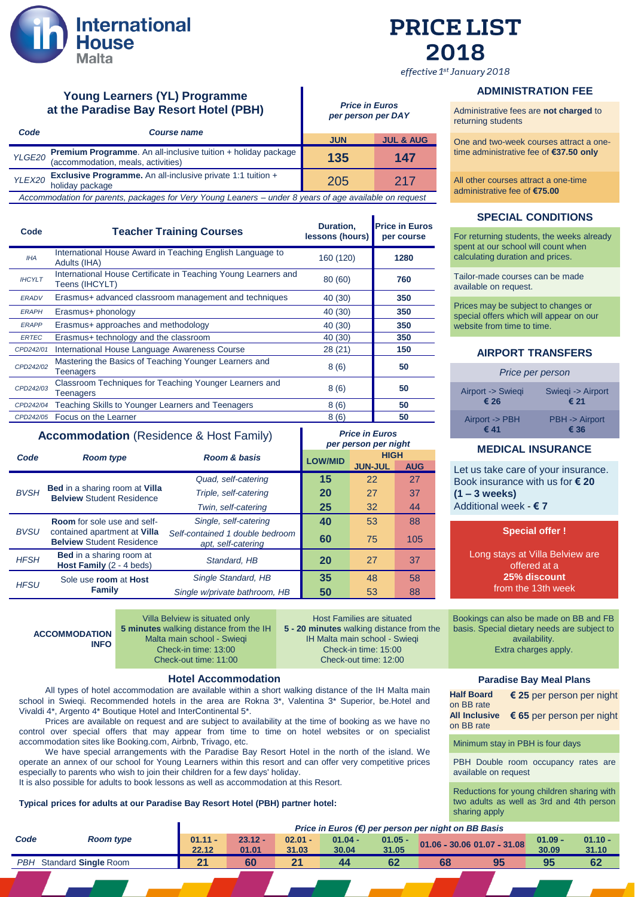# International House Malta

# PRICE LIST 2018

*effective 1st January 2018*

## Young Learners (YL) Programme at the Paradise Bay Resort Hotel (PBH)

| Code | Course name | Price in Euros per person per DAY | |
|---|---|---|---|
| | | JUN | JUL & AUG |
| YLGE20 | **Premium Programme**. An all-inclusive tuition + holiday package (accommodation, meals, activities) | 135 | 147 |
| YLEX20 | **Exclusive Programme.** An all-inclusive private 1:1 tuition + holiday package | 205 | 217 |

*Accommodation for parents, packages for Very Young Leaners – under 8 years of age available on request*

## Teacher Training Courses

| Code | Teacher Training Courses | Duration, lessons (hours) | Price in Euros per course |
|---|---|---|---|
| IHA | International House Award in Teaching English Language to Adults (IHA) | 160 (120) | 1280 |
| IHCYLT | International House Certificate in Teaching Young Learners and Teens (IHCYLT) | 80 (60) | 760 |
| ERADV | Erasmus+ advanced classroom management and techniques | 40 (30) | 350 |
| ERAPH | Erasmus+ phonology | 40 (30) | 350 |
| ERAPP | Erasmus+ approaches and methodology | 40 (30) | 350 |
| ERTEC | Erasmus+ technology and the classroom | 40 (30) | 350 |
| CPD242/01 | International House Language Awareness Course | 28 (21) | 150 |
| CPD242/02 | Mastering the Basics of Teaching Younger Learners and Teenagers | 8 (6) | 50 |
| CPD242/03 | Classroom Techniques for Teaching Younger Learners and Teenagers | 8 (6) | 50 |
| CPD242/04 | Teaching Skills to Younger Learners and Teenagers | 8 (6) | 50 |
| CPD242/05 | Focus on the Learner | 8 (6) | 50 |

## Accommodation (Residence & Host Family)

| Code | Room type | Room & basis | Price in Euros per person per night | | |
|---|---|---|---|---|---|
| | | | LOW/MID | HIGH | |
| | | | | JUN-JUL | AUG |
| BVSH | **Bed** in a sharing room at **Villa Belview** Student Residence | Quad, self-catering | 15 | 22 | 27 |
| | | Triple, self-catering | 20 | 27 | 37 |
| | | Twin, self-catering | 25 | 32 | 44 |
| BVSU | **Room** for sole use and self-contained apartment at **Villa Belview** Student Residence | Single, self-catering | 40 | 53 | 88 |
| | | Self-contained 1 double bedroom apt, self-catering | 60 | 75 | 105 |
| HFSH | **Bed** in a sharing room at **Host Family** (2 - 4 beds) | Standard, HB | 20 | 27 | 37 |
| HFSU | Sole use **room** at **Host Family** | Single Standard, HB | 35 | 48 | 58 |
| | | Single w/private bathroom, HB | 50 | 53 | 88 |

**ACCOMMODATION INFO**

Villa Belview is situated only **5 minutes** walking distance from the IH Malta main school - Swieqi
Check-in time: 13:00
Check-out time: 11:00

Host Families are situated **5 - 20 minutes** walking distance from the IH Malta main school - Swieqi
Check-in time: 15:00
Check-out time: 12:00

Bookings can also be made on BB and FB basis. Special dietary needs are subject to availability. Extra charges apply.

### Hotel Accommodation

All types of hotel accommodation are available within a short walking distance of the IH Malta main school in Swieqi. Recommended hotels in the area are Rokna 3*, Valentina 3* Superior, be.Hotel and Vivaldi 4*, Argento 4* Boutique Hotel and InterContinental 5*.

Prices are available on request and are subject to availability at the time of booking as we have no control over special offers that may appear from time to time on hotel websites or on specialist accommodation sites like Booking.com, Airbnb, Trivago, etc.

We have special arrangements with the Paradise Bay Resort Hotel in the north of the island. We operate an annex of our school for Young Learners within this resort and can offer very competitive prices especially to parents who wish to join their children for a few days' holiday.

It is also possible for adults to book lessons as well as accommodation at this Resort.

**Typical prices for adults at our Paradise Bay Resort Hotel (PBH) partner hotel:**

| Code | Room type | Price in Euros (€) per person per night on BB Basis | | | | | | | | |
|---|---|---|---|---|---|---|---|---|---|---|
| | | 01.11 - 22.12 | 23.12 - 01.01 | 02.01 - 31.03 | 01.04 - 30.04 | 01.05 - 31.05 | 01.06 - 30.06 | 01.07 - 31.08 | 01.09 - 30.09 | 01.10 - 31.10 |
| PBH | Standard **Single** Room | 21 | 60 | 21 | 44 | 62 | 68 | 95 | 95 | 62 |

## ADMINISTRATION FEE

Administrative fees are **not charged** to returning students

One and two-week courses attract a one-time administrative fee of **€37.50 only**

All other courses attract a one-time administrative fee of **€75.00**

## SPECIAL CONDITIONS

For returning students, the weeks already spent at our school will count when calculating duration and prices.

Tailor-made courses can be made available on request.

Prices may be subject to changes or special offers which will appear on our website from time to time.

## AIRPORT TRANSFERS

*Price per person*

| | |
|---|---|
| Airport -> Swieqi € 26 | Swieqi -> Airport € 21 |
| Airport -> PBH € 41 | PBH -> Airport € 36 |

## MEDICAL INSURANCE

Let us take care of your insurance. Book insurance with us for **€ 20 (1 – 3 weeks)**
Additional week - **€ 7**

**Special offer !**

Long stays at Villa Belview are offered at a **25% discount** from the 13th week

### Paradise Bay Meal Plans

| | |
|---|---|
| **Half Board** on BB rate | **€ 25** per person per night |
| **All Inclusive** on BB rate | **€ 65** per person per night |

Minimum stay in PBH is four days

PBH Double room occupancy rates are available on request

Reductions for young children sharing with two adults as well as 3rd and 4th person sharing apply